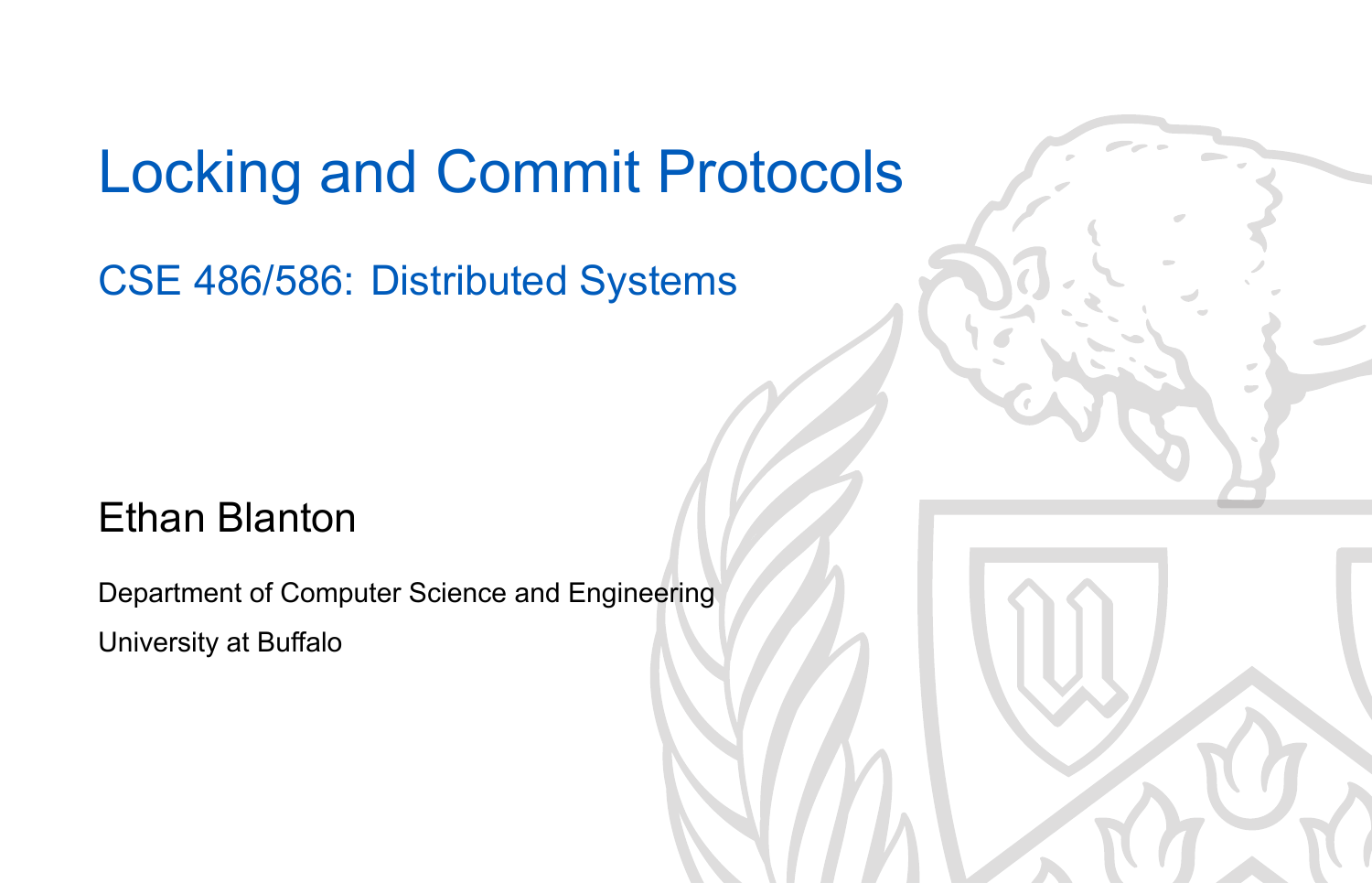# Locking and Commit Protocols

## CSE 486/586: Distributed Systems

Ethan Blanton

Department of Computer Science and Engineering

University at Buffalo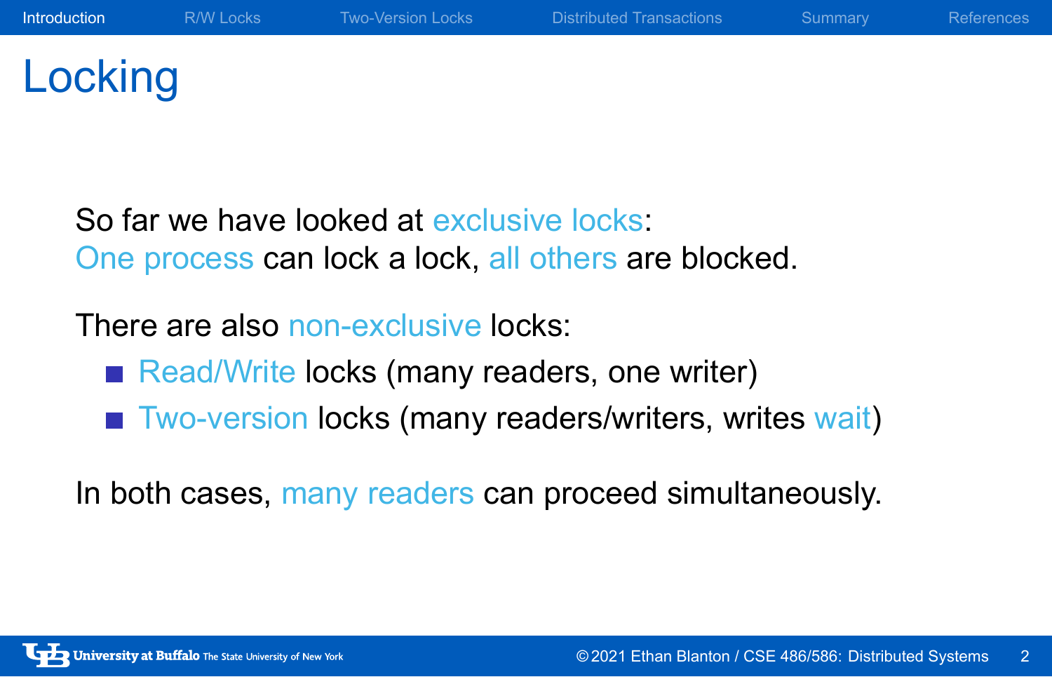# Locking

So far we have looked at exclusive locks:
One process can lock a lock, all others are blocked.

There are also non-exclusive locks:

- Read/Write locks (many readers, one writer)
- Two-version locks (many readers/writers, writes wait)

In both cases, many readers can proceed simultaneously.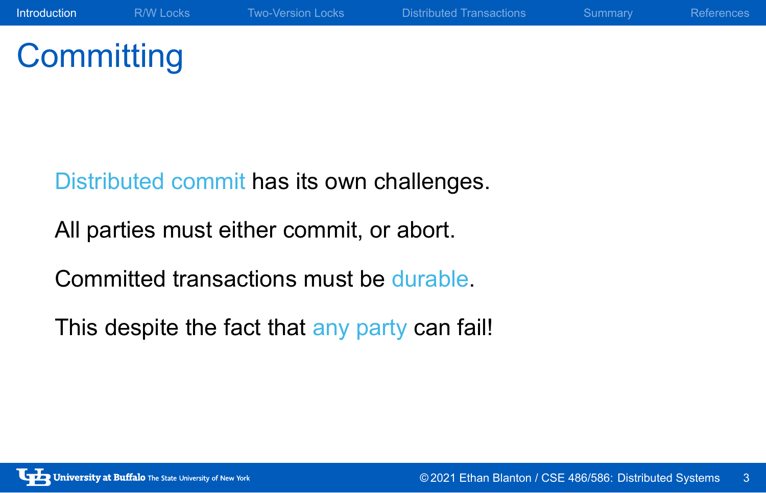# Committing

Distributed commit has its own challenges.

All parties must either commit, or abort.

Committed transactions must be durable.

This despite the fact that any party can fail!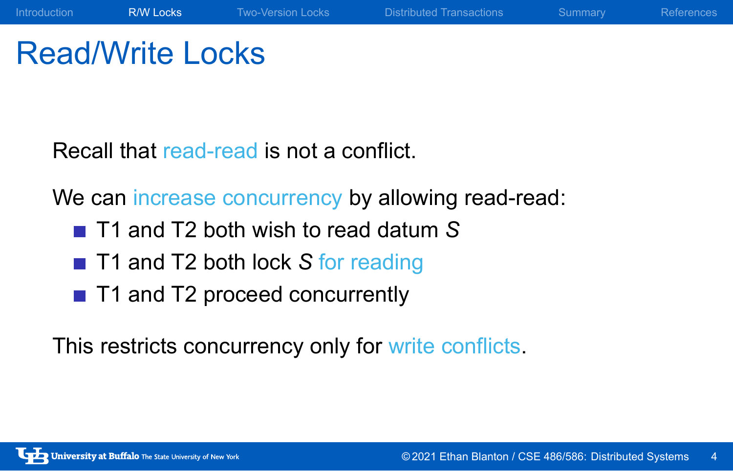# Read/Write Locks

Recall that read-read is not a conflict.

We can increase concurrency by allowing read-read:

- T1 and T2 both wish to read datum *S*
- T1 and T2 both lock *S* for reading
- T1 and T2 proceed concurrently

This restricts concurrency only for write conflicts.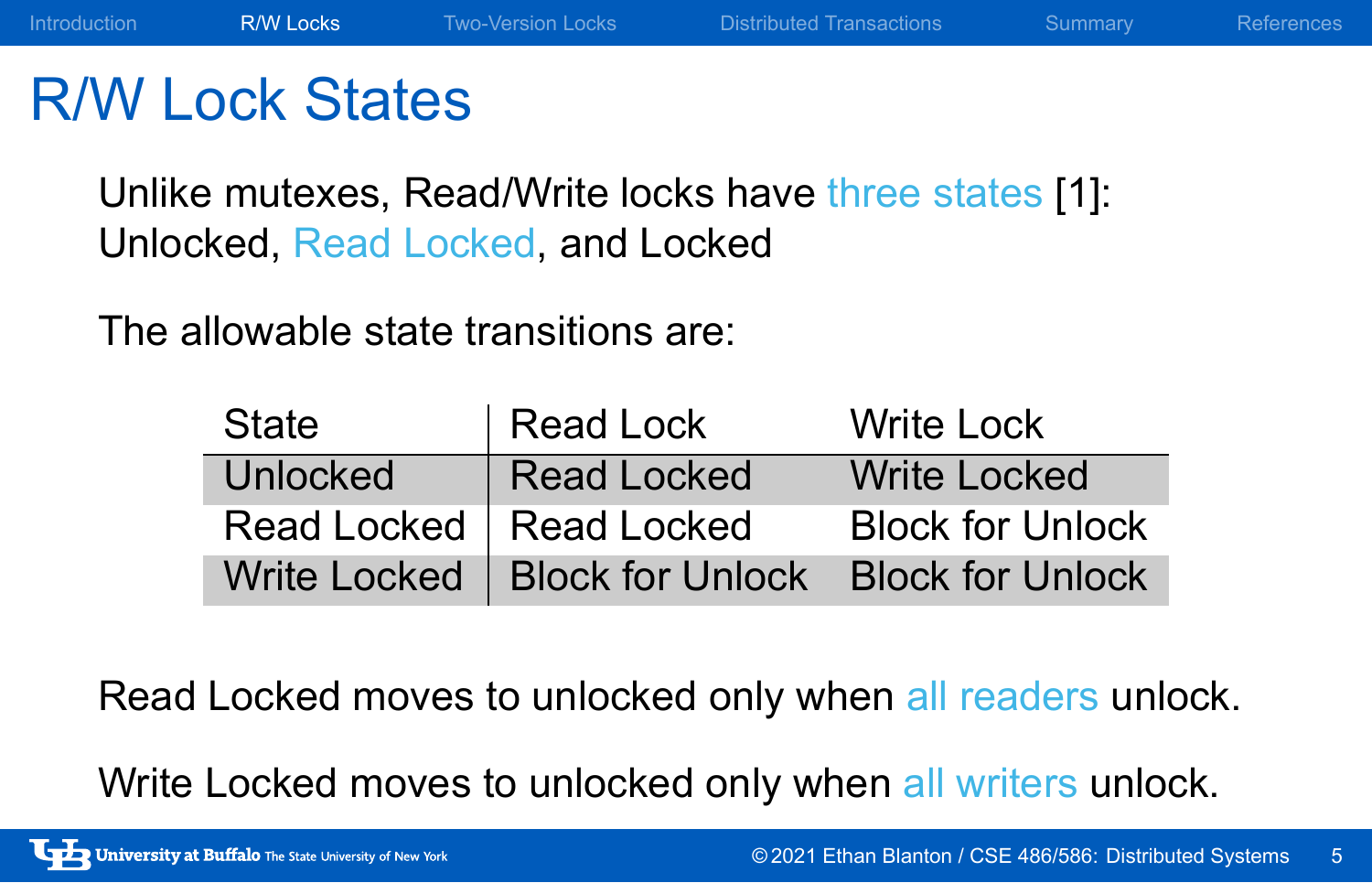# R/W Lock States

Unlike mutexes, Read/Write locks have three states [1]: Unlocked, Read Locked, and Locked

The allowable state transitions are:

| State | Read Lock | Write Lock |
|---|---|---|
| Unlocked | Read Locked | Write Locked |
| Read Locked | Read Locked | Block for Unlock |
| Write Locked | Block for Unlock | Block for Unlock |

Read Locked moves to unlocked only when all readers unlock.

Write Locked moves to unlocked only when all writers unlock.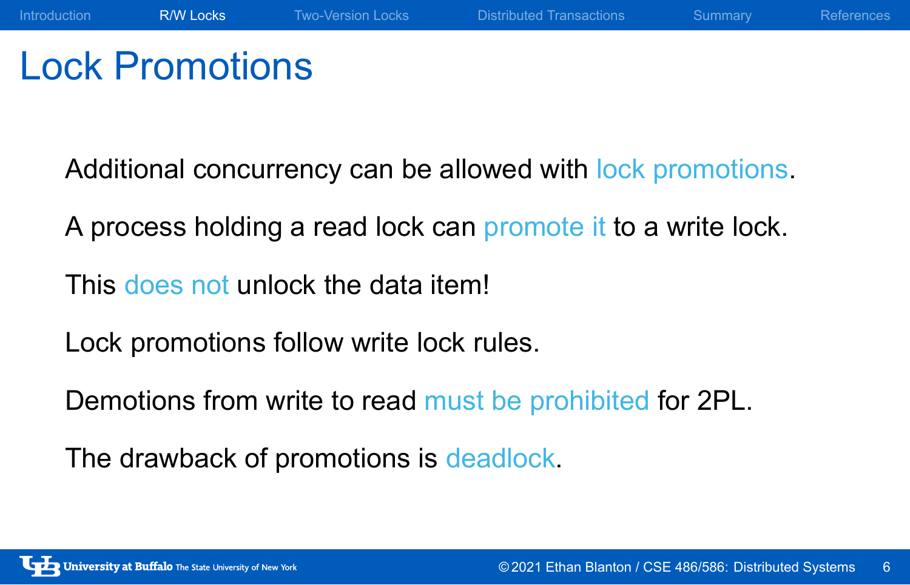# Lock Promotions

Additional concurrency can be allowed with lock promotions.

A process holding a read lock can promote it to a write lock.

This does not unlock the data item!

Lock promotions follow write lock rules.

Demotions from write to read must be prohibited for 2PL.

The drawback of promotions is deadlock.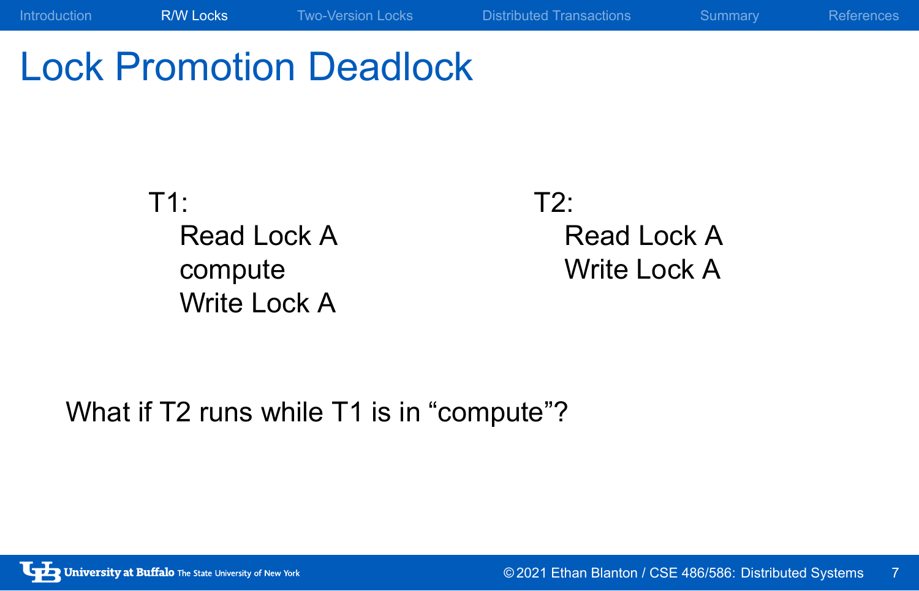# Lock Promotion Deadlock

T1:

- Read Lock A
- compute
- Write Lock A

T2:

- Read Lock A
- Write Lock A

What if T2 runs while T1 is in “compute”?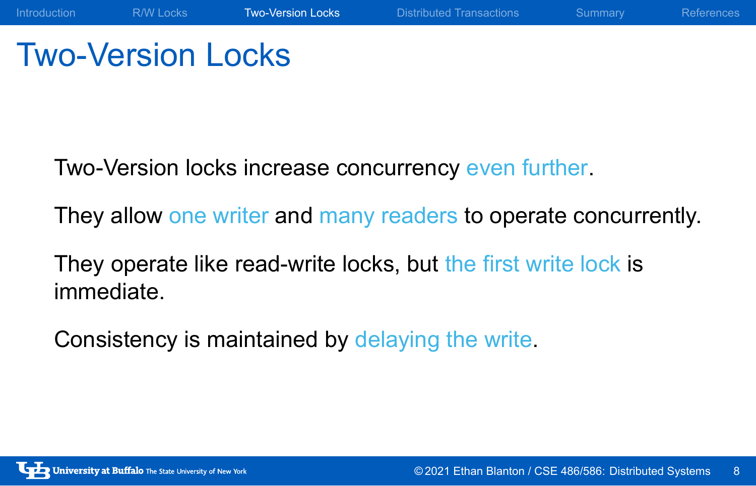# Two-Version Locks

Two-Version locks increase concurrency even further.

They allow one writer and many readers to operate concurrently.

They operate like read-write locks, but the first write lock is immediate.

Consistency is maintained by delaying the write.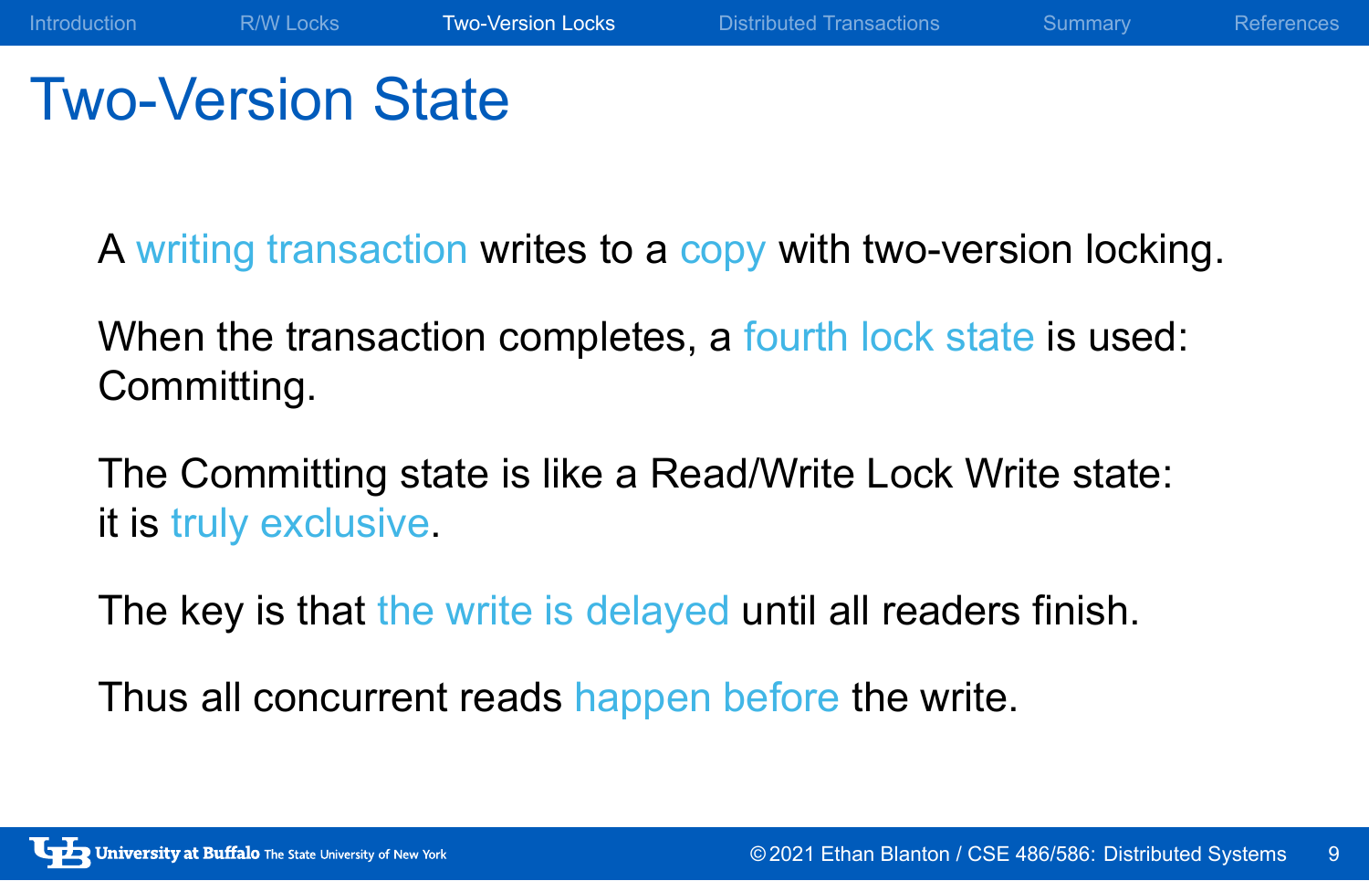# Two-Version State

A writing transaction writes to a copy with two-version locking.

When the transaction completes, a fourth lock state is used: Committing.

The Committing state is like a Read/Write Lock Write state: it is truly exclusive.

The key is that the write is delayed until all readers finish.

Thus all concurrent reads happen before the write.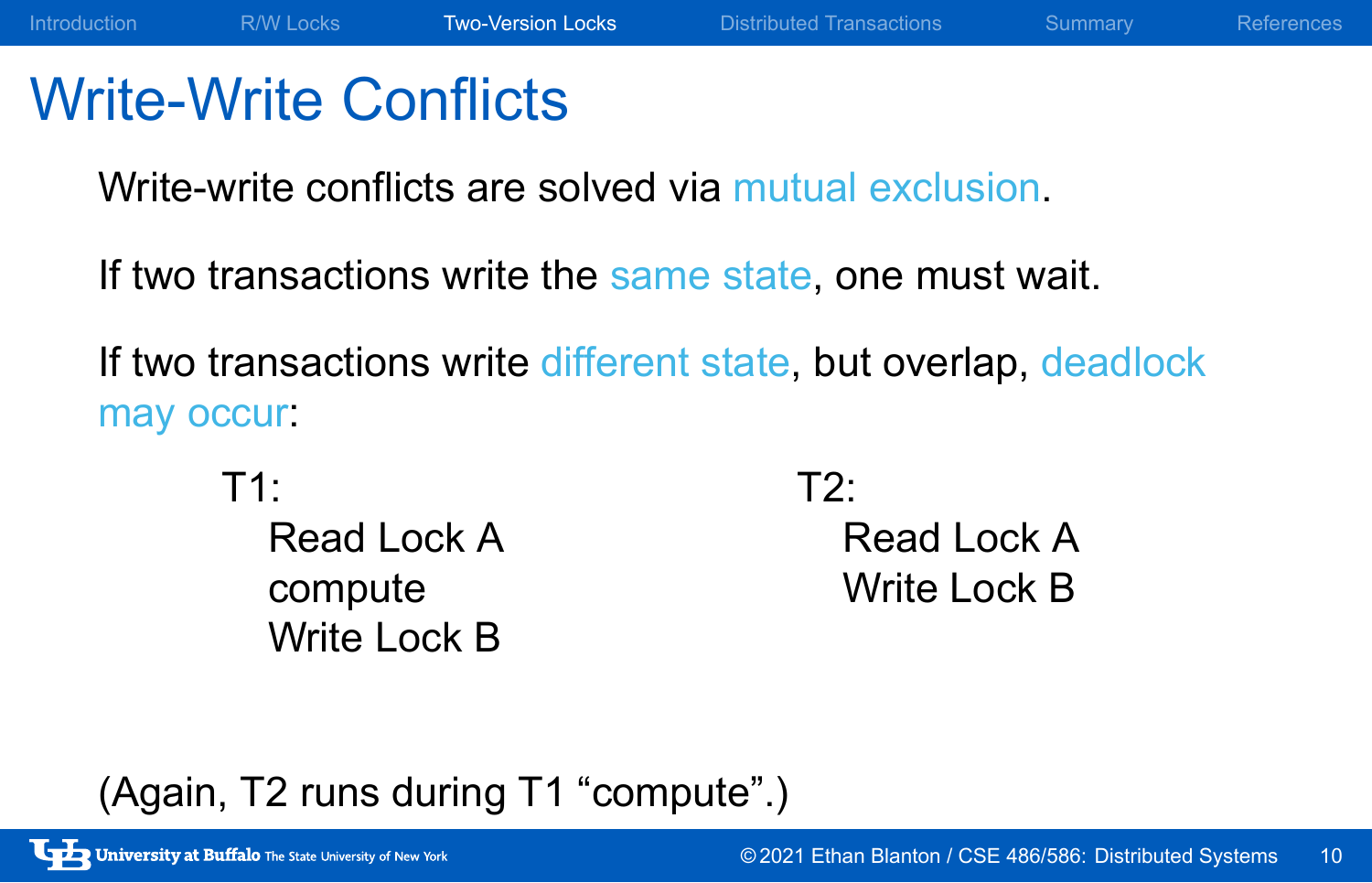# Write-Write Conflicts

Write-write conflicts are solved via mutual exclusion.

If two transactions write the same state, one must wait.

If two transactions write different state, but overlap, deadlock may occur:

```
T1:                      T2:
   Read Lock A              Read Lock A
   compute                  Write Lock B
   Write Lock B
```

(Again, T2 runs during T1 “compute”.)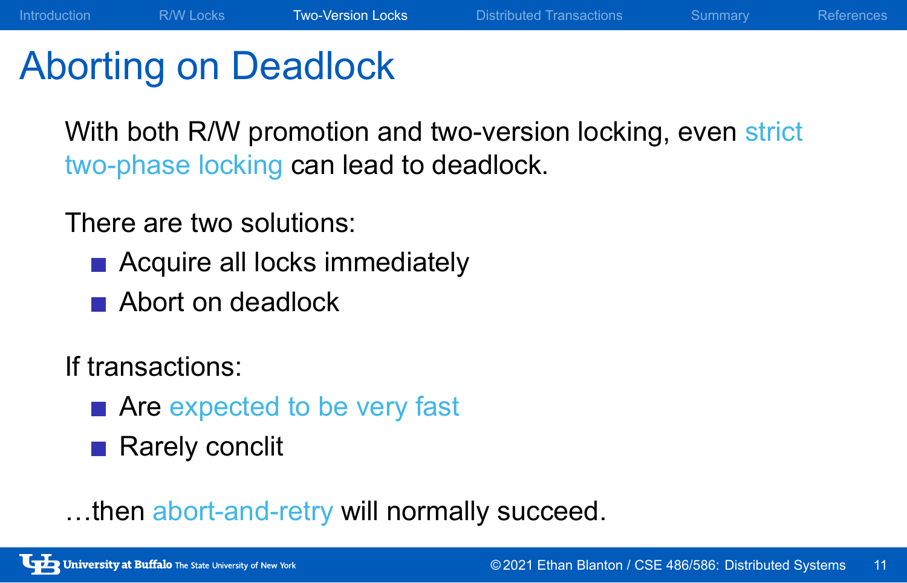# Aborting on Deadlock

With both R/W promotion and two-version locking, even strict two-phase locking can lead to deadlock.

There are two solutions:

- Acquire all locks immediately
- Abort on deadlock

If transactions:

- Are expected to be very fast
- Rarely conclit

…then abort-and-retry will normally succeed.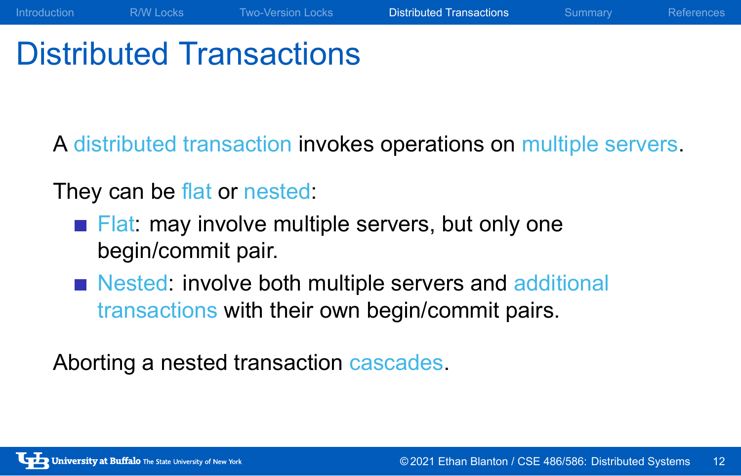# Distributed Transactions

A distributed transaction invokes operations on multiple servers.

They can be flat or nested:

- Flat: may involve multiple servers, but only one begin/commit pair.
- Nested: involve both multiple servers and additional transactions with their own begin/commit pairs.

Aborting a nested transaction cascades.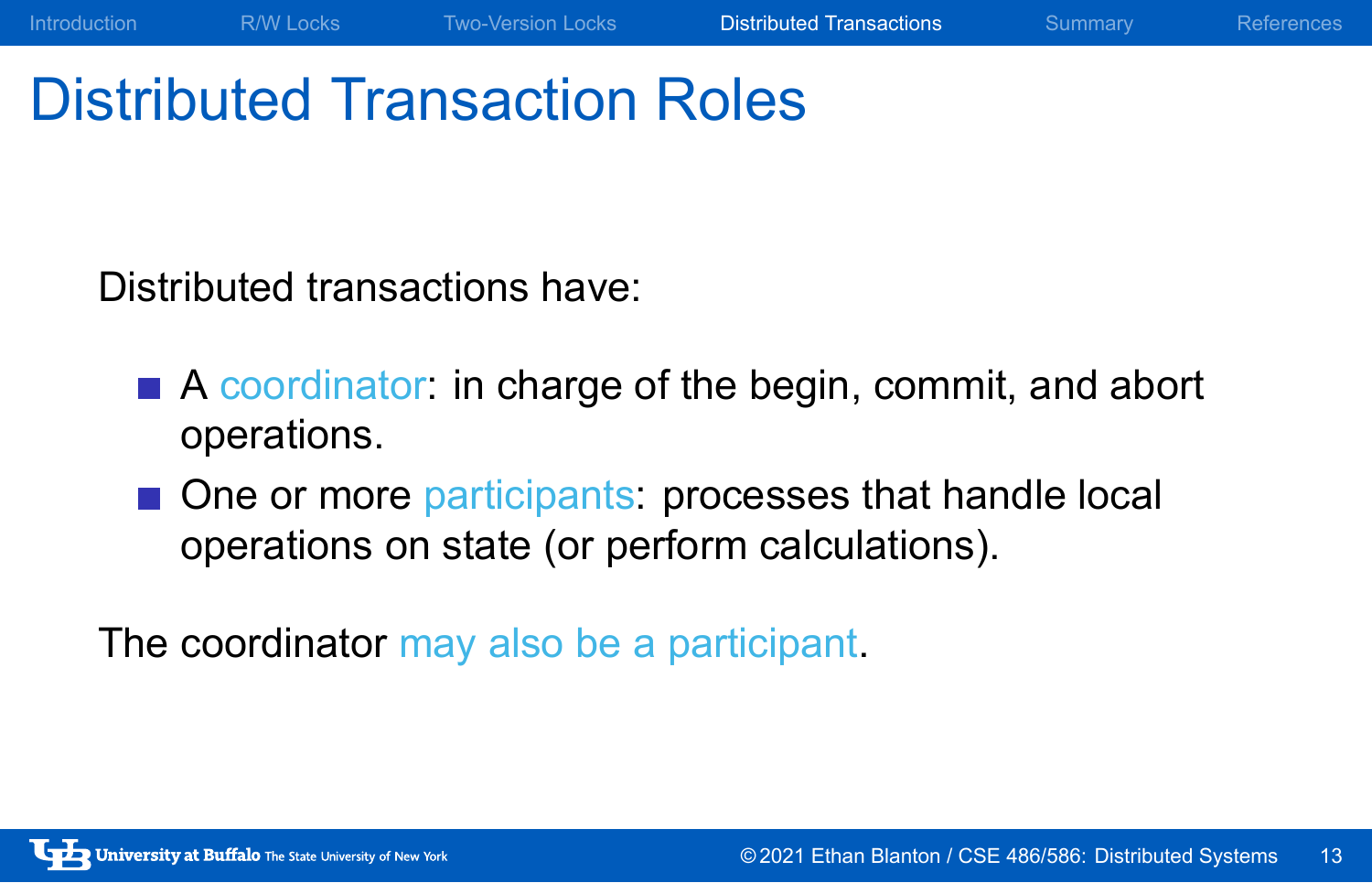# Distributed Transaction Roles

Distributed transactions have:

- A coordinator: in charge of the begin, commit, and abort operations.
- One or more participants: processes that handle local operations on state (or perform calculations).

The coordinator may also be a participant.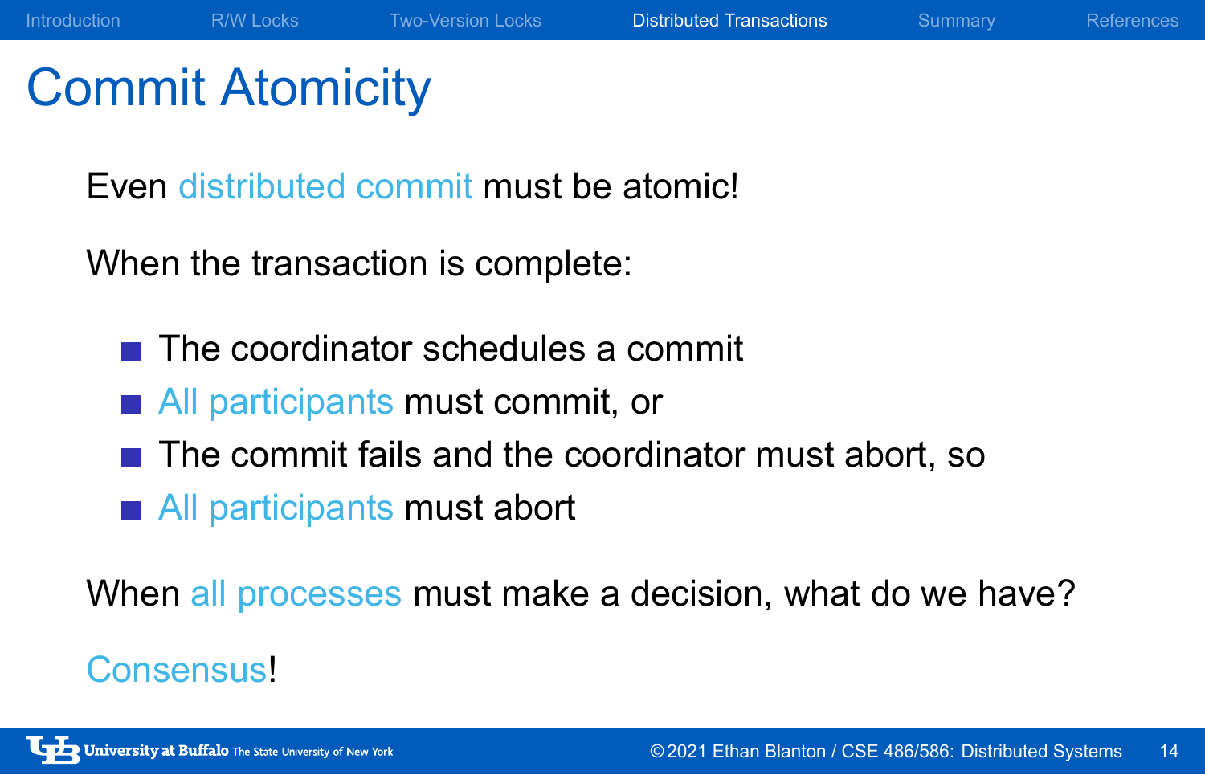# Commit Atomicity

Even distributed commit must be atomic!

When the transaction is complete:

- The coordinator schedules a commit
- All participants must commit, or
- The commit fails and the coordinator must abort, so
- All participants must abort

When all processes must make a decision, what do we have?

Consensus!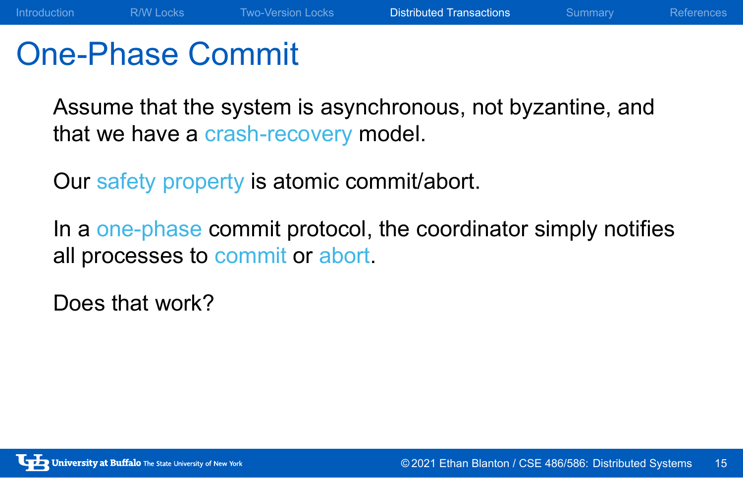# One-Phase Commit

Assume that the system is asynchronous, not byzantine, and that we have a crash-recovery model.

Our safety property is atomic commit/abort.

In a one-phase commit protocol, the coordinator simply notifies all processes to commit or abort.

Does that work?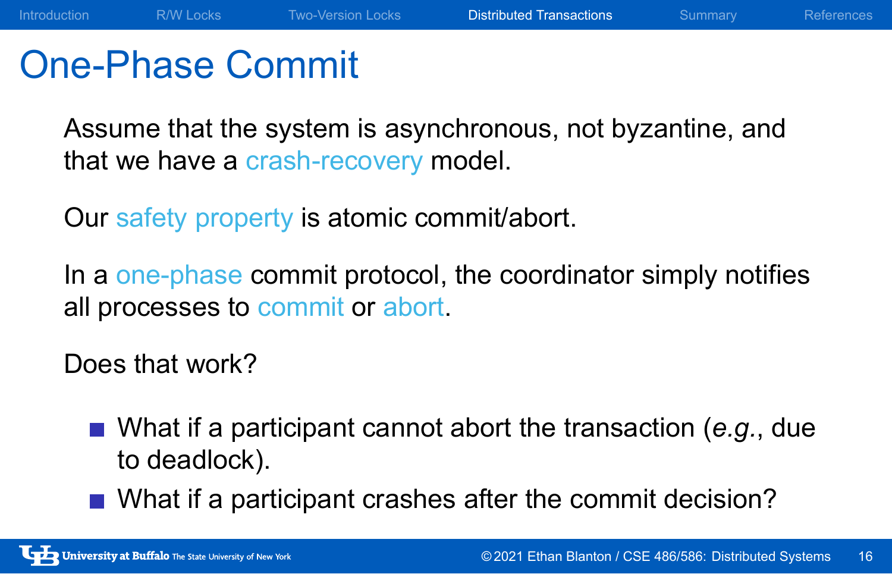# One-Phase Commit

Assume that the system is asynchronous, not byzantine, and that we have a crash-recovery model.

Our safety property is atomic commit/abort.

In a one-phase commit protocol, the coordinator simply notifies all processes to commit or abort.

Does that work?

- What if a participant cannot abort the transaction (*e.g.*, due to deadlock).
- What if a participant crashes after the commit decision?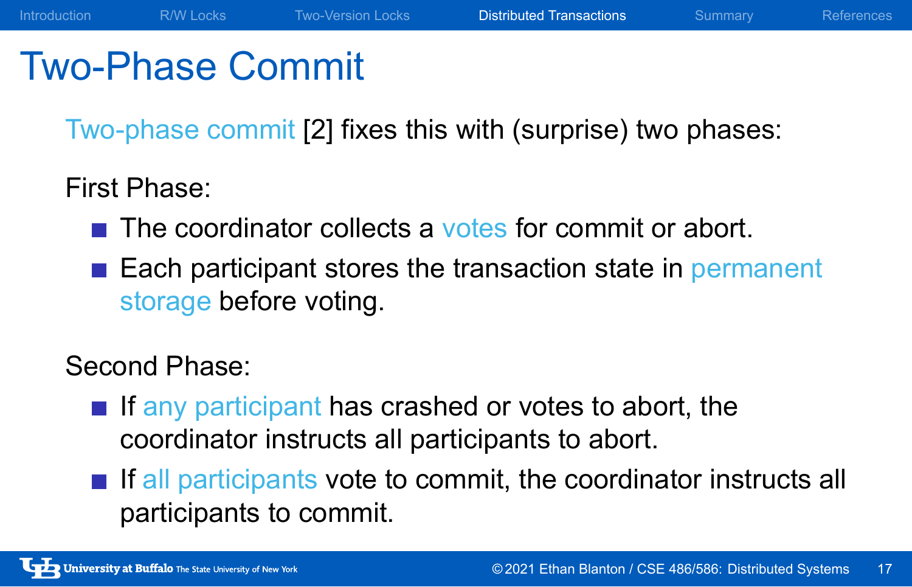# Two-Phase Commit

Two-phase commit [2] fixes this with (surprise) two phases:

First Phase:

- The coordinator collects a votes for commit or abort.
- Each participant stores the transaction state in permanent storage before voting.

Second Phase:

- If any participant has crashed or votes to abort, the coordinator instructs all participants to abort.
- If all participants vote to commit, the coordinator instructs all participants to commit.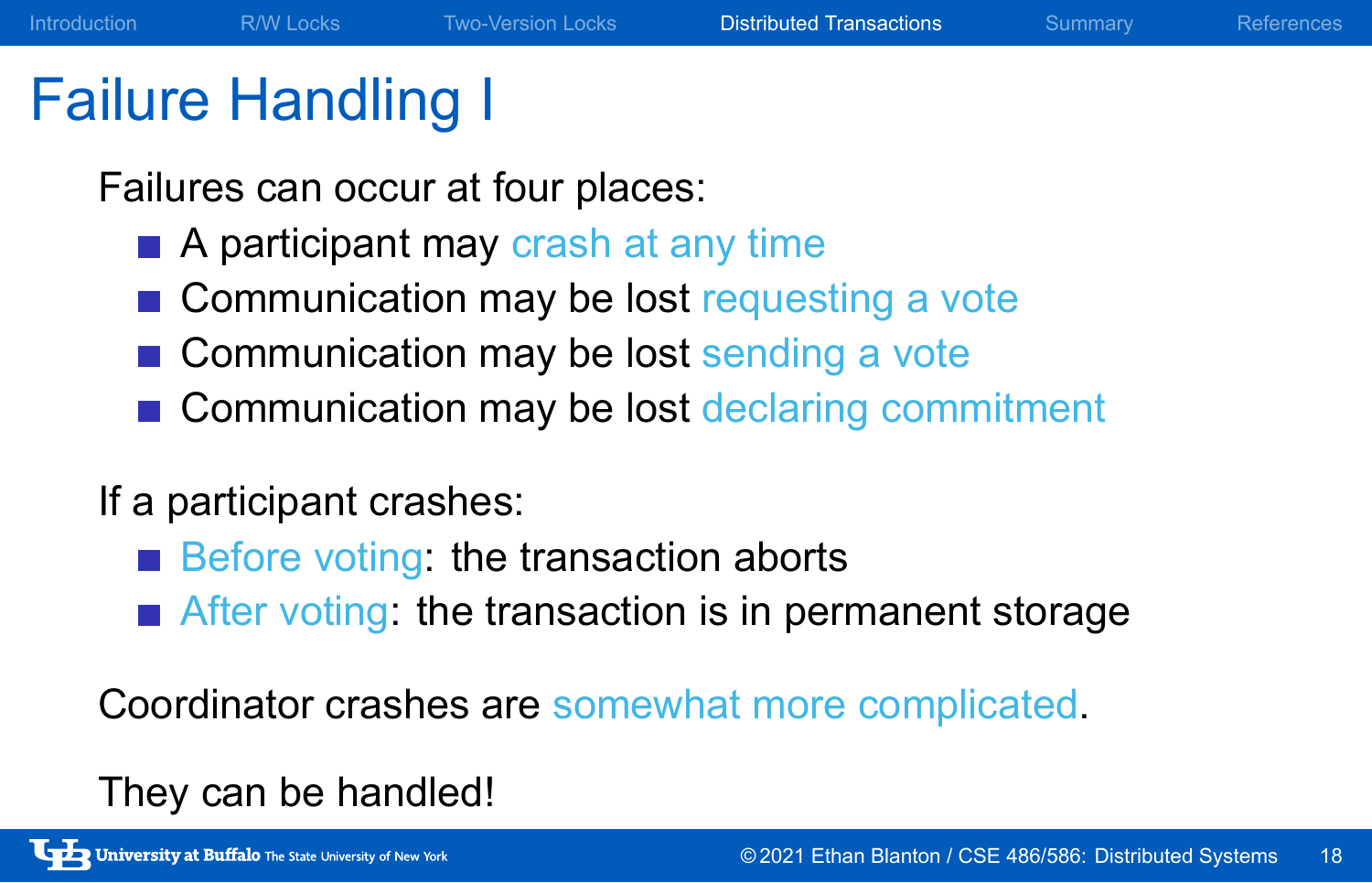# Failure Handling I

Failures can occur at four places:

- A participant may crash at any time
- Communication may be lost requesting a vote
- Communication may be lost sending a vote
- Communication may be lost declaring commitment

If a participant crashes:

- Before voting: the transaction aborts
- After voting: the transaction is in permanent storage

Coordinator crashes are somewhat more complicated.

They can be handled!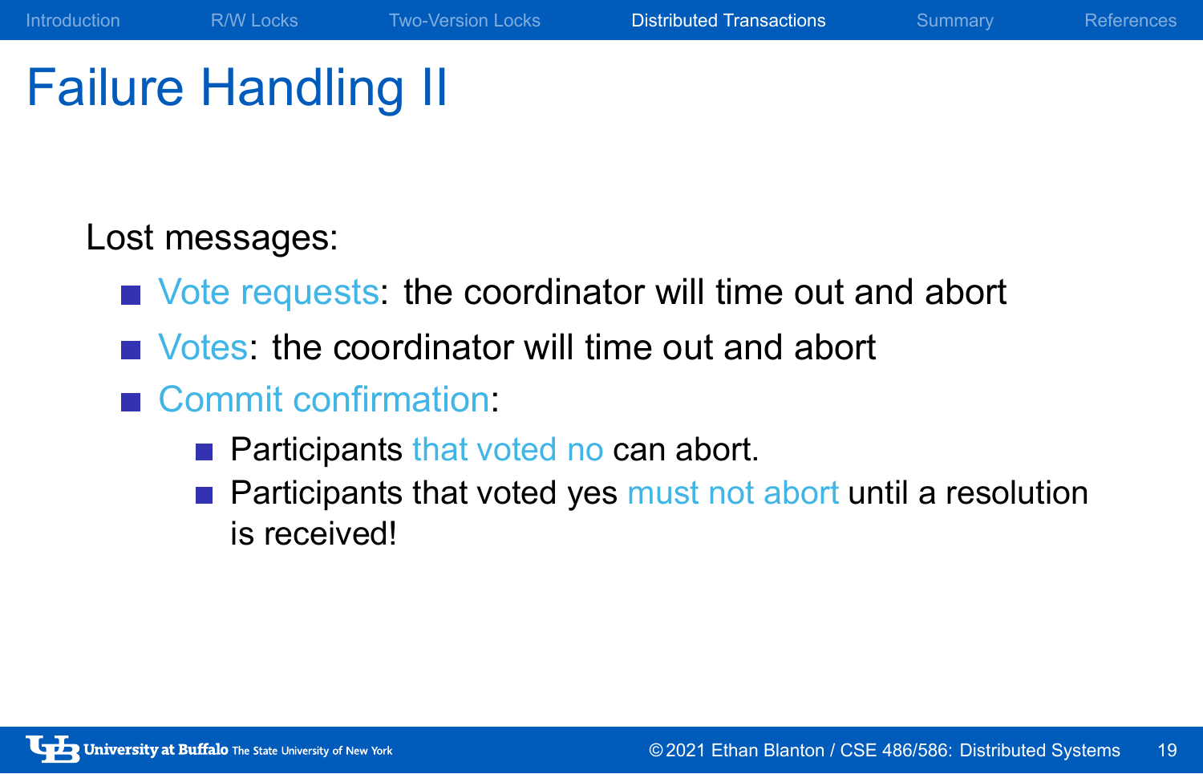# Failure Handling II

Lost messages:

- Vote requests: the coordinator will time out and abort
- Votes: the coordinator will time out and abort
- Commit confirmation:
  - Participants that voted no can abort.
  - Participants that voted yes must not abort until a resolution is received!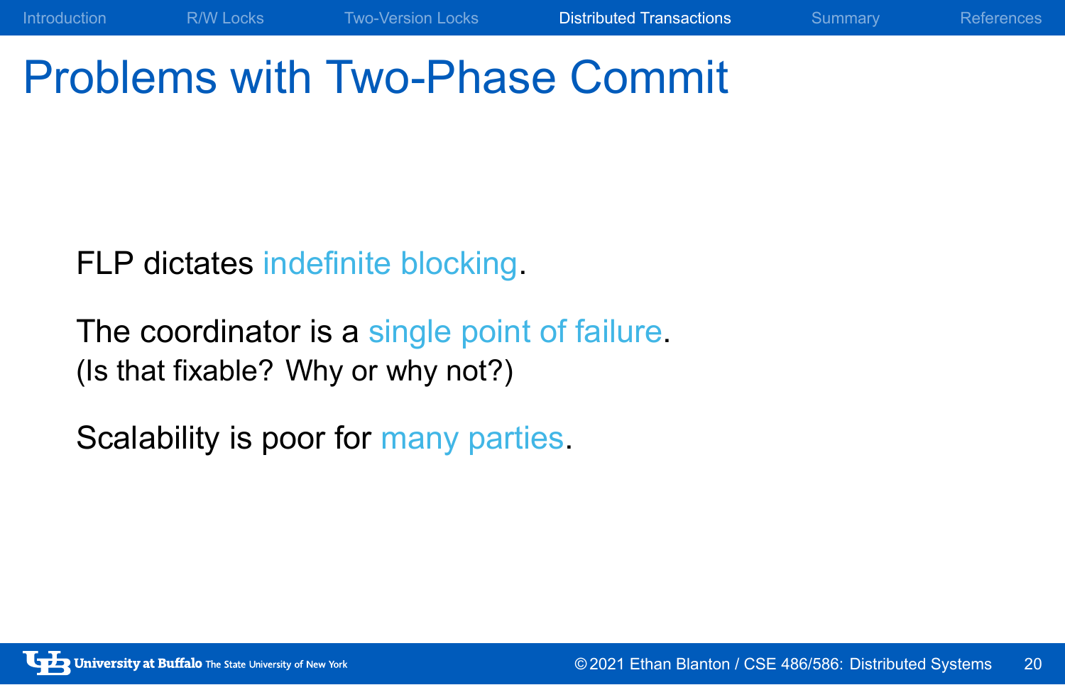# Problems with Two-Phase Commit

FLP dictates indefinite blocking.

The coordinator is a single point of failure.
(Is that fixable? Why or why not?)

Scalability is poor for many parties.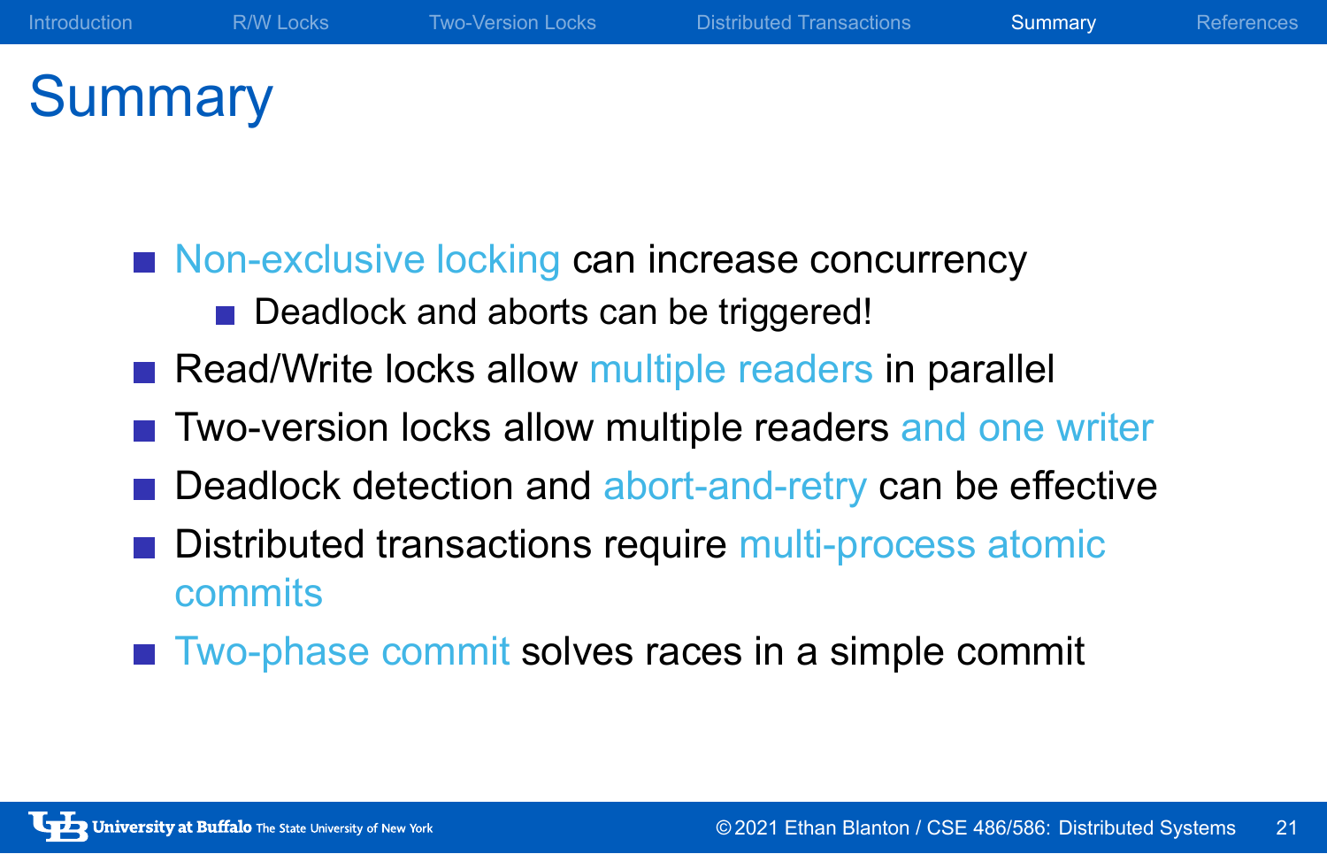# Summary

- Non-exclusive locking can increase concurrency
  - Deadlock and aborts can be triggered!
- Read/Write locks allow multiple readers in parallel
- Two-version locks allow multiple readers and one writer
- Deadlock detection and abort-and-retry can be effective
- Distributed transactions require multi-process atomic commits
- Two-phase commit solves races in a simple commit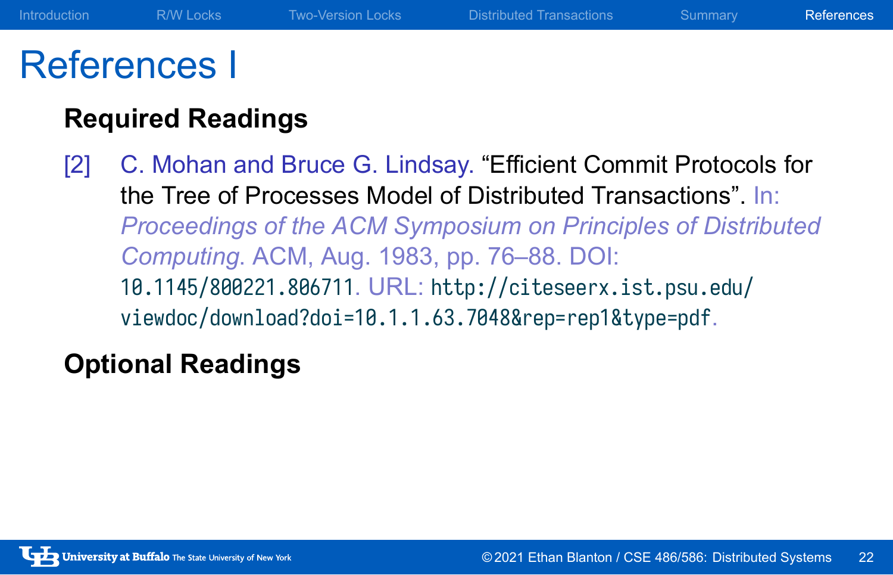# References I

### Required Readings

[2] C. Mohan and Bruce G. Lindsay. “Efficient Commit Protocols for the Tree of Processes Model of Distributed Transactions”. In: *Proceedings of the ACM Symposium on Principles of Distributed Computing*. ACM, Aug. 1983, pp. 76–88. DOI: 10.1145/800221.806711. URL: http://citeseerx.ist.psu.edu/viewdoc/download?doi=10.1.1.63.7048&rep=rep1&type=pdf.

### Optional Readings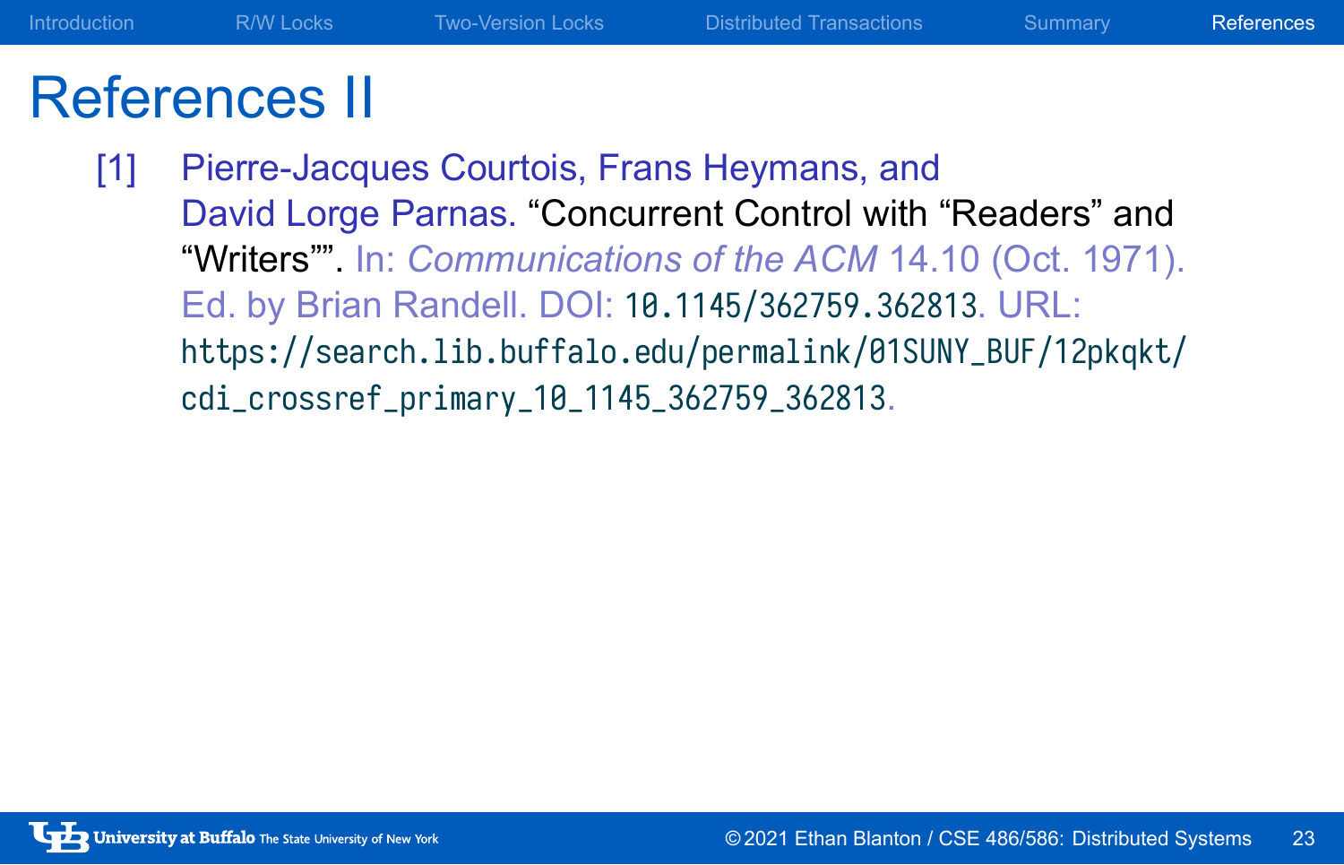# References II

[1] Pierre-Jacques Courtois, Frans Heymans, and David Lorge Parnas. "Concurrent Control with "Readers" and "Writers"". In: *Communications of the ACM* 14.10 (Oct. 1971). Ed. by Brian Randell. DOI: 10.1145/362759.362813. URL: https://search.lib.buffalo.edu/permalink/01SUNY_BUF/12pkqkt/cdi_crossref_primary_10_1145_362759_362813.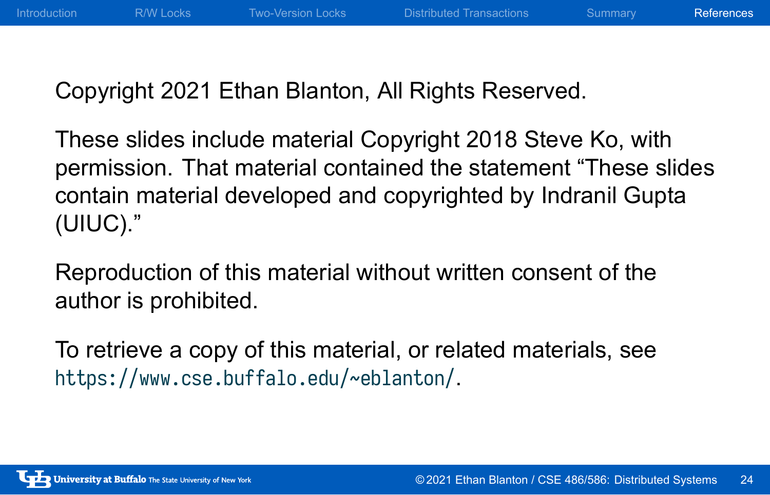Copyright 2021 Ethan Blanton, All Rights Reserved.

These slides include material Copyright 2018 Steve Ko, with permission. That material contained the statement "These slides contain material developed and copyrighted by Indranil Gupta (UIUC)."

Reproduction of this material without written consent of the author is prohibited.

To retrieve a copy of this material, or related materials, see `https://www.cse.buffalo.edu/~eblanton/`.